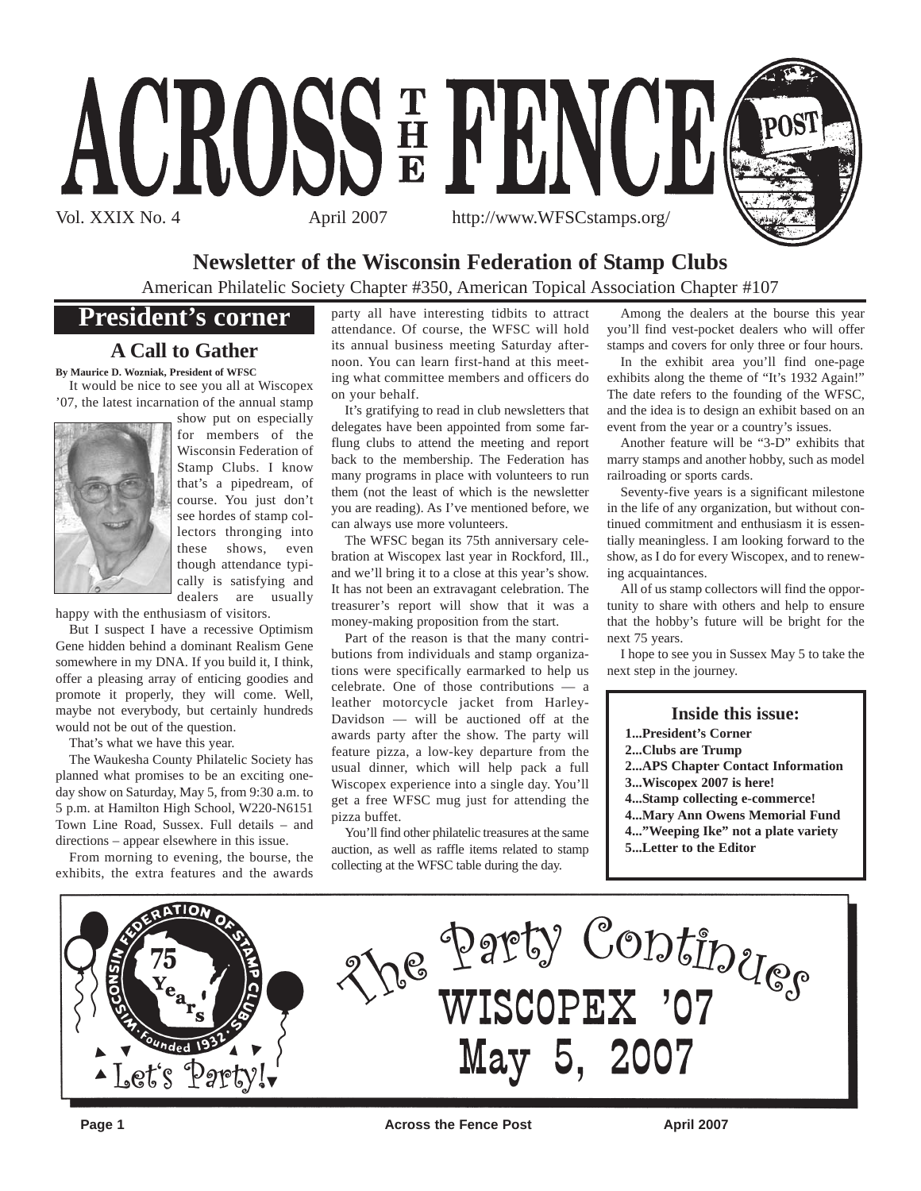# ACROSS THE FENCE POST

Vol. XXIX No. 4 April 2007 http://www.WFSCstamps.org/

## Newsletter of the Wisconsin Federation of Stamp Clubs

American Philatelic Society Chapter #350, American Topical Association Chapter #107

## President's corner

### A Call to Gather

**By Maurice D. Wozniak, President of WFSC**

It would be nice to see you all at Wiscopex '07, the latest incarnation of the annual stamp show put on especially for members of the Wisconsin Federation of Stamp Clubs. I know that's a pipedream, of course. You just don't see hordes of stamp collectors thronging into these shows, even though attendance typically is satisfying and dealers are usually happy with the enthusiasm of visitors.

But I suspect I have a recessive Optimism Gene hidden behind a dominant Realism Gene somewhere in my DNA. If you build it, I think, offer a pleasing array of enticing goodies and promote it properly, they will come. Well, maybe not everybody, but certainly hundreds would not be out of the question.

That's what we have this year.

The Waukesha County Philatelic Society has planned what promises to be an exciting one-day show on Saturday, May 5, from 9:30 a.m. to 5 p.m. at Hamilton High School, W220-N6151 Town Line Road, Sussex. Full details – and directions – appear elsewhere in this issue.

From morning to evening, the bourse, the exhibits, the extra features and the awards party all have interesting tidbits to attract attendance. Of course, the WFSC will hold its annual business meeting Saturday afternoon. You can learn first-hand at this meeting what committee members and officers do on your behalf.

It's gratifying to read in club newsletters that delegates have been appointed from some far-flung clubs to attend the meeting and report back to the membership. The Federation has many programs in place with volunteers to run them (not the least of which is the newsletter you are reading). As I've mentioned before, we can always use more volunteers.

The WFSC began its 75th anniversary celebration at Wiscopex last year in Rockford, Ill., and we'll bring it to a close at this year's show. It has not been an extravagant celebration. The treasurer's report will show that it was a money-making proposition from the start.

Part of the reason is that the many contributions from individuals and stamp organizations were specifically earmarked to help us celebrate. One of those contributions — a leather motorcycle jacket from Harley-Davidson — will be auctioned off at the awards party after the show. The party will feature pizza, a low-key departure from the usual dinner, which will help pack a full Wiscopex experience into a single day. You'll get a free WFSC mug just for attending the pizza buffet.

You'll find other philatelic treasures at the same auction, as well as raffle items related to stamp collecting at the WFSC table during the day.

Among the dealers at the bourse this year you'll find vest-pocket dealers who will offer stamps and covers for only three or four hours.

In the exhibit area you'll find one-page exhibits along the theme of "It's 1932 Again!" The date refers to the founding of the WFSC, and the idea is to design an exhibit based on an event from the year or a country's issues.

Another feature will be "3-D" exhibits that marry stamps and another hobby, such as model railroading or sports cards.

Seventy-five years is a significant milestone in the life of any organization, but without continued commitment and enthusiasm it is essentially meaningless. I am looking forward to the show, as I do for every Wiscopex, and to renewing acquaintances.

All of us stamp collectors will find the opportunity to share with others and help to ensure that the hobby's future will be bright for the next 75 years.

I hope to see you in Sussex May 5 to take the next step in the journey.

### Inside this issue:

- **1...President's Corner**
- **2...Clubs are Trump**
- **2...APS Chapter Contact Information**
- **3...Wiscopex 2007 is here!**
- **4...Stamp collecting e-commerce!**
- **4...Mary Ann Owens Memorial Fund**
- **4..."Weeping Ike" not a plate variety**
- **5...Letter to the Editor**

Wisconsin Federation of Stamp Clubs · 75 Years · Founded 1932 · Let's Party!

## The Party Continues
## WISCOPEX '07
## May 5, 2007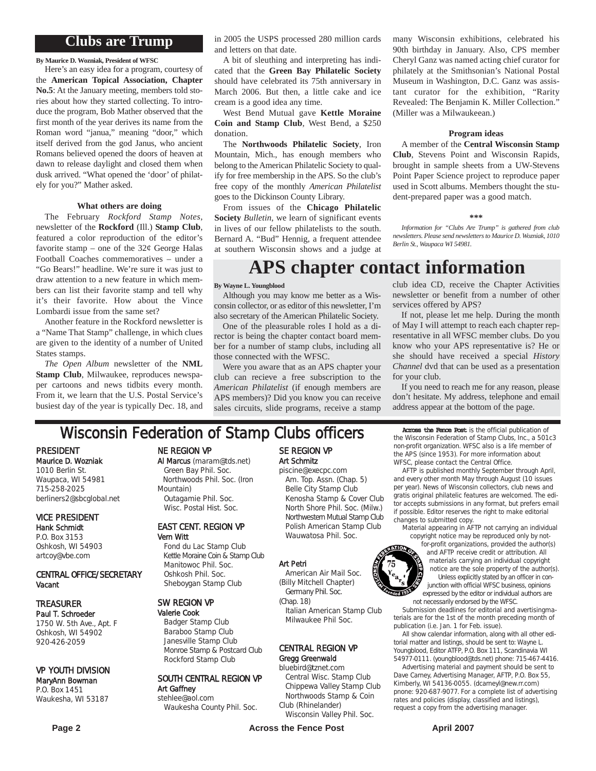## Clubs are Trump

**By Maurice D. Wozniak, President of WFSC**

Here's an easy idea for a program, courtesy of the **American Topical Association, Chapter No.5**: At the January meeting, members told stories about how they started collecting. To introduce the program, Bob Mather observed that the first month of the year derives its name from the Roman word "janua," meaning "door," which itself derived from the god Janus, who ancient Romans believed opened the doors of heaven at dawn to release daylight and closed them when dusk arrived. "What opened the 'door' of philately for you?" Mather asked.

### What others are doing

The February *Rockford Stamp Notes*, newsletter of the **Rockford** (Ill.) **Stamp Club**, featured a color reproduction of the editor's favorite stamp – one of the 32¢ George Halas Football Coaches commemoratives – under a "Go Bears!" headline. We're sure it was just to draw attention to a new feature in which members can list their favorite stamp and tell why it's their favorite. How about the Vince Lombardi issue from the same set?

Another feature in the Rockford newsletter is a "Name That Stamp" challenge, in which clues are given to the identity of a number of United States stamps.

*The Open Album* newsletter of the **NML Stamp Club**, Milwaukee, reproduces newspaper cartoons and news tidbits every month. From it, we learn that the U.S. Postal Service's busiest day of the year is typically Dec. 18, and in 2005 the USPS processed 280 million cards and letters on that date.

A bit of sleuthing and interpreting has indicated that the **Green Bay Philatelic Society** should have celebrated its 75th anniversary in March 2006. But then, a little cake and ice cream is a good idea any time.

West Bend Mutual gave **Kettle Moraine Coin and Stamp Club**, West Bend, a $250 donation.

The **Northwoods Philatelic Society**, Iron Mountain, Mich., has enough members who belong to the American Philatelic Society to qualify for free membership in the APS. So the club's free copy of the monthly *American Philatelist* goes to the Dickinson County Library.

From issues of the **Chicago Philatelic Society** *Bulletin*, we learn of significant events in lives of our fellow philatelists to the south. Bernard A. "Bud" Hennig, a frequent attendee at southern Wisconsin shows and a judge at many Wisconsin exhibitions, celebrated his 90th birthday in January. Also, CPS member Cheryl Ganz was named acting chief curator for philately at the Smithsonian's National Postal Museum in Washington, D.C. Ganz was assistant curator for the exhibition, "Rarity Revealed: The Benjamin K. Miller Collection." (Miller was a Milwaukeean.)

### Program ideas

A member of the **Central Wisconsin Stamp Club**, Stevens Point and Wisconsin Rapids, brought in sample sheets from a UW-Stevens Point Paper Science project to reproduce paper used in Scott albums. Members thought the student-prepared paper was a good match.

\*\*\*

*Information for "Clubs Are Trump" is gathered from club newsletters. Please send newsletters to Maurice D. Wozniak, 1010 Berlin St., Waupaca WI 54981.*

## APS chapter contact information

**By Wayne L. Youngblood**

Although you may know me better as a Wisconsin collector, or as editor of this newsletter, I'm also secretary of the American Philatelic Society.

One of the pleasurable roles I hold as a director is being the chapter contact board member for a number of stamp clubs, including all those connected with the WFSC.

Were you aware that as an APS chapter your club can recieve a free subscription to the *American Philatelist* (if enough members are APS members)? Did you know you can receive sales circuits, slide programs, receive a stamp club idea CD, receive the Chapter Activities newsletter or benefit from a number of other services offered by APS?

If not, please let me help. During the month of May I will attempt to reach each chapter representative in all WFSC member clubs. Do you know who your APS representative is? He or she should have received a special *History Channel* dvd that can be used as a presentation for your club.

If you need to reach me for any reason, please don't hesitate. My address, telephone and email address appear at the bottom of the page.

## Wisconsin Federation of Stamp Clubs officers

**PRESIDENT**
Maurice D. Wozniak
1010 Berlin St.
Waupaca, WI 54981
715-258-2025
berliners2@sbcglobal.net

**VICE PRESIDENT**
Hank Schmidt
P.O. Box 3153
Oshkosh, WI 54903
artcoy@vbe.com

**CENTRAL OFFICE/SECRETARY**
Vacant

**TREASURER**
Paul T. Schroeder
1750 W. 5th Ave., Apt. F
Oshkosh, WI 54902
920-426-2059

**VP YOUTH DIVISION**
MaryAnn Bowman
P.O. Box 1451
Waukesha, WI 53187

**NE REGION VP**
Al Marcus (maram@tds.net)
Green Bay Phil. Soc.
Northwoods Phil. Soc. (Iron Mountain)
Outagamie Phil. Soc.
Wisc. Postal Hist. Soc.

**EAST CENT. REGION VP**
Vern Witt
Fond du Lac Stamp Club
Kettle Moraine Coin & Stamp Club
Manitowoc Phil. Soc.
Oshkosh Phil. Soc.
Sheboygan Stamp Club

**SW REGION VP**
Valerie Cook
Badger Stamp Club
Baraboo Stamp Club
Janesville Stamp Club
Monroe Stamp & Postcard Club
Rockford Stamp Club

**SOUTH CENTRAL REGION VP**
Art Gaffney
stehlee@aol.com
Waukesha County Phil. Soc.

**SE REGION VP**
Art Schmitz
piscine@execpc.com
Am. Top. Assn. (Chap. 5)
Belle City Stamp Club
Kenosha Stamp & Cover Club
North Shore Phil. Soc. (Milw.)
Northwestern Mutual Stamp Club
Polish American Stamp Club
Wauwatosa Phil. Soc.

Art Petri
American Air Mail Soc. (Billy Mitchell Chapter)
Germany Phil. Soc. (Chap. 18)
Italian American Stamp Club
Milwaukee Phil Soc.

**CENTRAL REGION VP**
Gregg Greenwald
bluebird@tznet.com
Central Wisc. Stamp Club
Chippewa Valley Stamp Club
Northwoods Stamp & Coin Club (Rhinelander)
Wisconsin Valley Phil. Soc.

**Across the Fence Post** is the official publication of the Wisconsin Federation of Stamp Clubs, Inc., a 501c3 non-profit organization. WFSC also is a life member of the APS (since 1953). For more information about WFSC, please contact the Central Office.

AFTP is published monthly September through April, and every other month May through August (10 issues per year). News of Wisconsin collectors, club news and gratis original philatelic features are welcomed. The editor accepts submissions in any format, but prefers email if possible. Editor reserves the right to make editorial changes to submitted copy.

Material appearing in AFTP not carrying an individual copyright notice may be reproduced only by not-for-profit organizations, provided the author(s) and AFTP receive credit or attribution. All materials carrying an individual copyright notice are the sole property of the author(s).

Unless explicitly stated by an officer in conjunction with official WFSC business, opinions expressed by the editor or individual authors are not necessarily endorsed by the WFSC.

Submission deadlines for editorial and avertisingmaterials are for the 1st of the month preceding month of publication (i.e. Jan. 1 for Feb. issue).

All show calendar information, along with all other editorial matter and listings, should be sent to: Wayne L. Youngblood, Editor ATFP, P.O. Box 111, Scandinavia WI 54977-0111. (youngblood@tds.net) phone: 715-467-4416.

Advertising material and payment should be sent to Dave Carney, Advertising Manager, AFTP, P.O. Box 55, Kimberly, WI 54136-0055. (dcarneyl@new.rr.com) pnone: 920-687-9077. For a complete list of advertising rates and policies (display, classified and listings), request a copy from the advertising manager.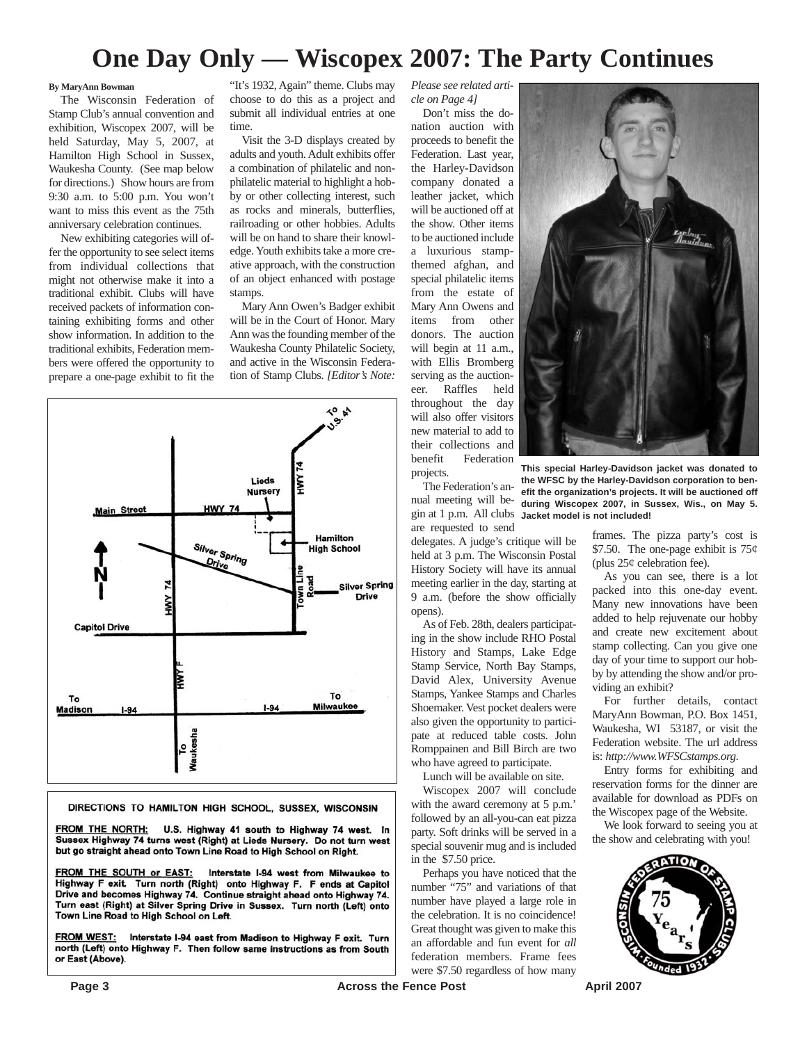# One Day Only — Wiscopex 2007: The Party Continues

**By MaryAnn Bowman**

The Wisconsin Federation of Stamp Club's annual convention and exhibition, Wiscopex 2007, will be held Saturday, May 5, 2007, at Hamilton High School in Sussex, Waukesha County. (See map below for directions.) Show hours are from 9:30 a.m. to 5:00 p.m. You won't want to miss this event as the 75th anniversary celebration continues.

New exhibiting categories will offer the opportunity to see select items from individual collections that might not otherwise make it into a traditional exhibit. Clubs will have received packets of information containing exhibiting forms and other show information. In addition to the traditional exhibits, Federation members were offered the opportunity to prepare a one-page exhibit to fit the "It's 1932, Again" theme. Clubs may choose to do this as a project and submit all individual entries at one time.

Visit the 3-D displays created by adults and youth. Adult exhibits offer a combination of philatelic and non-philatelic material to highlight a hobby or other collecting interest, such as rocks and minerals, butterflies, railroading or other hobbies. Adults will be on hand to share their knowledge. Youth exhibits take a more creative approach, with the construction of an object enhanced with postage stamps.

Mary Ann Owen's Badger exhibit will be in the Court of Honor. Mary Ann was the founding member of the Waukesha County Philatelic Society, and active in the Wisconsin Federation of Stamp Clubs. *[Editor's Note: Please see related article on Page 4]*

Don't miss the donation auction with proceeds to benefit the Federation. Last year, the Harley-Davidson company donated a leather jacket, which will be auctioned off at the show. Other items to be auctioned include a luxurious stamp-themed afghan, and special philatelic items from the estate of Mary Ann Owens and items from other donors. The auction will begin at 11 a.m., with Ellis Bromberg serving as the auctioneer. Raffles held throughout the day will also offer visitors new material to add to their collections and benefit Federation projects.

**This special Harley-Davidson jacket was donated to the WFSC by the Harley-Davidson corporation to benefit the organization's projects. It will be auctioned off during Wiscopex 2007, in Sussex, Wis., on May 5. Jacket model is not included!**

The Federation's annual meeting will begin at 1 p.m. All clubs are requested to send delegates. A judge's critique will be held at 3 p.m. The Wisconsin Postal History Society will have its annual meeting earlier in the day, starting at 9 a.m. (before the show officially opens).

As of Feb. 28th, dealers participating in the show include RHO Postal History and Stamps, Lake Edge Stamp Service, North Bay Stamps, David Alex, University Avenue Stamps, Yankee Stamps and Charles Shoemaker. Vest pocket dealers were also given the opportunity to participate at reduced table costs. John Romppainen and Bill Birch are two who have agreed to participate.

Lunch will be available on site.

Wiscopex 2007 will conclude with the award ceremony at 5 p.m.' followed by an all-you-can eat pizza party. Soft drinks will be served in a special souvenir mug and is included in the $7.50 price.

Perhaps you have noticed that the number "75" and variations of that number have played a large role in the celebration. It is no coincidence! Great thought was given to make this an affordable and fun event for *all* federation members. Frame fees were $7.50 regardless of how many frames. The pizza party's cost is $7.50. The one-page exhibit is 75¢ (plus 25¢ celebration fee).

As you can see, there is a lot packed into this one-day event. Many new innovations have been added to help rejuvenate our hobby and create new excitement about stamp collecting. Can you give one day of your time to support our hobby by attending the show and/or providing an exhibit?

For further details, contact MaryAnn Bowman, P.O. Box 1451, Waukesha, WI 53187, or visit the Federation website. The url address is: *http://www.WFSCstamps.org.*

Entry forms for exhibiting and reservation forms for the dinner are available for download as PDFs on the Wiscopex page of the Website.

We look forward to seeing you at the show and celebrating with you!

**DIRECTIONS TO HAMILTON HIGH SCHOOL, SUSSEX, WISCONSIN**

**FROM THE NORTH:** U.S. Highway 41 south to Highway 74 west. In Sussex Highway 74 turns west (Right) at Lieds Nursery. Do not turn west but go straight ahead onto Town Line Road to High School on Right.

**FROM THE SOUTH or EAST:** Interstate I-94 west from Milwaukee to Highway F exit. Turn north (Right) onto Highway F. F ends at Capitol Drive and becomes Highway 74. Continue straight ahead onto Highway 74. Turn east (Right) at Silver Spring Drive in Sussex. Turn north (Left) onto Town Line Road to High School on Left.

**FROM WEST:** Interstate I-94 east from Madison to Highway F exit. Turn north (Left) onto Highway F. Then follow same instructions as from South or East (Above).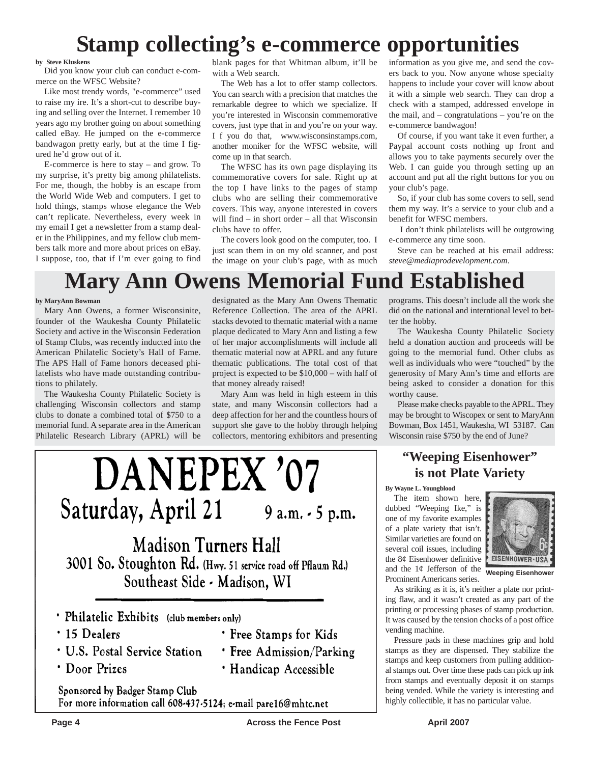# Stamp collecting's e-commerce opportunities

**by Steve Kluskens**

Did you know your club can conduct e-commerce on the WFSC Website?

Like most trendy words, "e-commerce" used to raise my ire. It's a short-cut to describe buying and selling over the Internet. I remember 10 years ago my brother going on about something called eBay. He jumped on the e-commerce bandwagon pretty early, but at the time I figured he'd grow out of it.

E-commerce is here to stay – and grow. To my surprise, it's pretty big among philatelists. For me, though, the hobby is an escape from the World Wide Web and computers. I get to hold things, stamps whose elegance the Web can't replicate. Nevertheless, every week in my email I get a newsletter from a stamp dealer in the Philippines, and my fellow club members talk more and more about prices on eBay. I suppose, too, that if I'm ever going to find blank pages for that Whitman album, it'll be with a Web search.

The Web has a lot to offer stamp collectors. You can search with a precision that matches the remarkable degree to which we specialize. If you're interested in Wisconsin commemorative covers, just type that in and you're on your way. If you do that, www.wisconsinstamps.com, another moniker for the WFSC website, will come up in that search.

The WFSC has its own page displaying its commemorative covers for sale. Right up at the top I have links to the pages of stamp clubs who are selling their commemorative covers. This way, anyone interested in covers will find – in short order – all that Wisconsin clubs have to offer.

The covers look good on the computer, too. I just scan them in on my old scanner, and post the image on your club's page, with as much information as you give me, and send the covers back to you. Now anyone whose specialty happens to include your cover will know about it with a simple web search. They can drop a check with a stamped, addressed envelope in the mail, and – congratulations – you're on the e-commerce bandwagon!

Of course, if you want take it even further, a Paypal account costs nothing up front and allows you to take payments securely over the Web. I can guide you through setting up an account and put all the right buttons for you on your club's page.

So, if your club has some covers to sell, send them my way. It's a service to your club and a benefit for WFSC members.

I don't think philatelists will be outgrowing e-commerce any time soon.

Steve can be reached at his email address: *steve@mediaprodevelopment.com*.

# Mary Ann Owens Memorial Fund Established

**by MaryAnn Bowman**

Mary Ann Owens, a former Wisconsinite, founder of the Waukesha County Philatelic Society and active in the Wisconsin Federation of Stamp Clubs, was recently inducted into the American Philatelic Society's Hall of Fame. The APS Hall of Fame honors deceased philatelists who have made outstanding contributions to philately.

The Waukesha County Philatelic Society is challenging Wisconsin collectors and stamp clubs to donate a combined total of $750 to a memorial fund. A separate area in the American Philatelic Research Library (APRL) will be designated as the Mary Ann Owens Thematic Reference Collection. The area of the APRL stacks devoted to thematic material with a name plaque dedicated to Mary Ann and listing a few of her major accomplishments will include all thematic material now at APRL and any future thematic publications. The total cost of that project is expected to be $10,000 – with half of that money already raised!

Mary Ann was held in high esteem in this state, and many Wisconsin collectors had a deep affection for her and the countless hours of support she gave to the hobby through helping collectors, mentoring exhibitors and presenting programs. This doesn't include all the work she did on the national and interntional level to better the hobby.

The Waukesha County Philatelic Society held a donation auction and proceeds will be going to the memorial fund. Other clubs as well as individuals who were "touched" by the generosity of Mary Ann's time and efforts are being asked to consider a donation for this worthy cause.

Please make checks payable to the APRL. They may be brought to Wiscopex or sent to MaryAnn Bowman, Box 1451, Waukesha, WI 53187. Can Wisconsin raise $750 by the end of June?

# DANEPEX '07

## Saturday, April 21 — 9 a.m. - 5 p.m.

**Madison Turners Hall**
3001 So. Stoughton Rd. (Hwy. 51 service road off Pflaum Rd.)
Southeast Side - Madison, WI

- Philatelic Exhibits (club members only)
- 15 Dealers
- U.S. Postal Service Station
- Door Prizes
- Free Stamps for Kids
- Free Admission/Parking
- Handicap Accessible

Sponsored by Badger Stamp Club
For more information call 608-437-5124; e-mail pare16@mhtc.net

## "Weeping Eisenhower" is not Plate Variety

**By Wayne L. Youngblood**

The item shown here, dubbed "Weeping Ike," is one of my favorite examples of a plate variety that isn't. Similar varieties are found on several coil issues, including the 8¢ Eisenhower definitive and the 1¢ Jefferson of the Prominent Americans series.

Weeping Eisenhower

As striking as it is, it's neither a plate nor printing flaw, and it wasn't created as any part of the printing or processing phases of stamp production. It was caused by the tension chocks of a post office vending machine.

Pressure pads in these machines grip and hold stamps as they are dispensed. They stabilize the stamps and keep customers from pulling additional stamps out. Over time these pads can pick up ink from stamps and eventually deposit it on stamps being vended. While the variety is interesting and highly collectible, it has no particular value.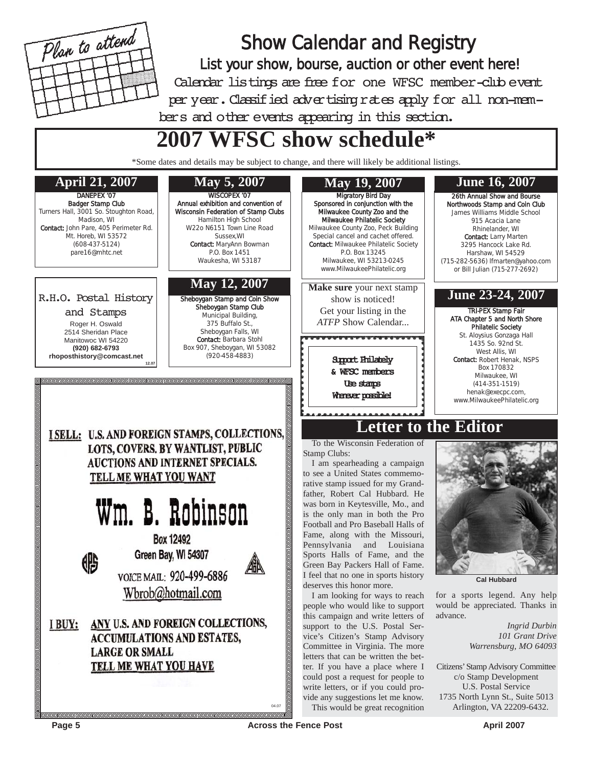Plan to attend

# Show Calendar and Registry

**List your show, bourse, auction or other event here!**

Calendar listings are free for one WFSC member-club event per year. Classified advertising rates apply for all non-members and other events appearing in this section.

# 2007 WFSC show schedule*

*Some dates and details may be subject to change, and there will likely be additional listings.

### April 21, 2007

**DANEPEX '07**
**Badger Stamp Club**
Turners Hall, 3001 So. Stoughton Road, Madison, WI
**Contact:** John Pare, 405 Perimeter Rd. Mt. Horeb, WI 53572
(608-437-5124)
pare16@mhtc.net

### May 5, 2007

**WISCOPEX '07**
**Annual exhibition and convention of Wisconsin Federation of Stamp Clubs**
Hamilton High School
W22o N6151 Town Line Road
Sussex,WI
**Contact:** MaryAnn Bowman
P.O. Box 1451
Waukesha, WI 53187

### May 12, 2007

**Sheboygan Stamp and Coin Show**
**Sheboygan Stamp Club**
Municipal Building,
375 Buffalo St.,
Sheboygan Falls, WI
**Contact:** Barbara Stohl
Box 907, Sheboygan, WI 53082
(920-458-4883)

### May 19, 2007

**Migratory Bird Day**
**Sponsored in conjunction with the Milwaukee County Zoo and the Milwaukee Philatelic Society**
Milwaukee County Zoo, Peck Building
Special cancel and cachet offered.
**Contact:** Milwaukee Philatelic Society
P.O. Box 13245
Milwaukee, WI 53213-0245
www.MilwaukeePhilatelic.org

### June 16, 2007

**26th Annual Show and Bourse**
**Northwoods Stamp and Coin Club**
James Williams Middle School
915 Acacia Lane
Rhinelander, WI
**Contact:** Larry Marten
3295 Hancock Lake Rd.
Harshaw, WI 54529
(715-282-5636) lfmarten@yahoo.com
or Bill Julian (715-277-2692)

### June 23-24, 2007

**TRI-PEX Stamp Fair**
**ATA Chapter 5 and North Shore Philatelic Society**
St. Aloysius Gonzaga Hall
1435 So. 92nd St.
West Allis, WI
**Contact:** Robert Henak, NSPS
Box 170832
Milwaukee, WI
(414-351-1519)
henak@execpc.com,
www.MilwaukeePhilatelic.org

---

R.H.O. Postal History and Stamps
Roger H. Oswald
2514 Sheridan Place
Manitowoc WI 54220
**(920) 682-6793**
**rhoposthistory@comcast.net**
12.07

---

**Make sure** your next stamp show is noticed!
Get your listing in the *ATFP* Show Calendar...

---

**Support Philately & WFSC members**
**Use stamps**
**Wherever possible!**

---

**I SELL: U.S. AND FOREIGN STAMPS, COLLECTIONS, LOTS, COVERS. BY WANTLIST, PUBLIC AUCTIONS AND INTERNET SPECIALS.**
**TELL ME WHAT YOU WANT**

# Wm. B. Robinson

Box 12492
Green Bay, WI 54307
VOICE MAIL: 920-499-6886
Wbrob@hotmail.com

**I BUY: ANY U.S. AND FOREIGN COLLECTIONS, ACCUMULATIONS AND ESTATES, LARGE OR SMALL**
**TELL ME WHAT YOU HAVE**

04.07

---

## Letter to the Editor

To the Wisconsin Federation of Stamp Clubs:

I am spearheading a campaign to see a United States commemorative stamp issued for my Grandfather, Robert Cal Hubbard. He was born in Keytesville, Mo., and is the only man in both the Pro Football and Pro Baseball Halls of Fame, along with the Missouri, Pennsylvania and Louisiana Sports Halls of Fame, and the Green Bay Packers Hall of Fame. I feel that no one in sports history deserves this honor more.

I am looking for ways to reach people who would like to support this campaign and write letters of support to the U.S. Postal Service's Citizen's Stamp Advisory Committee in Virginia. The more letters that can be written the better. If you have a place where I could post a request for people to write letters, or if you could provide any suggestions let me know.

This would be great recognition for a sports legend. Any help would be appreciated. Thanks in advance.

Cal Hubbard

*Ingrid Durbin*
*101 Grant Drive*
*Warrensburg, MO 64093*

Citizens' Stamp Advisory Committee
c/o Stamp Development
U.S. Postal Service
1735 North Lynn St., Suite 5013
Arlington, VA 22209-6432.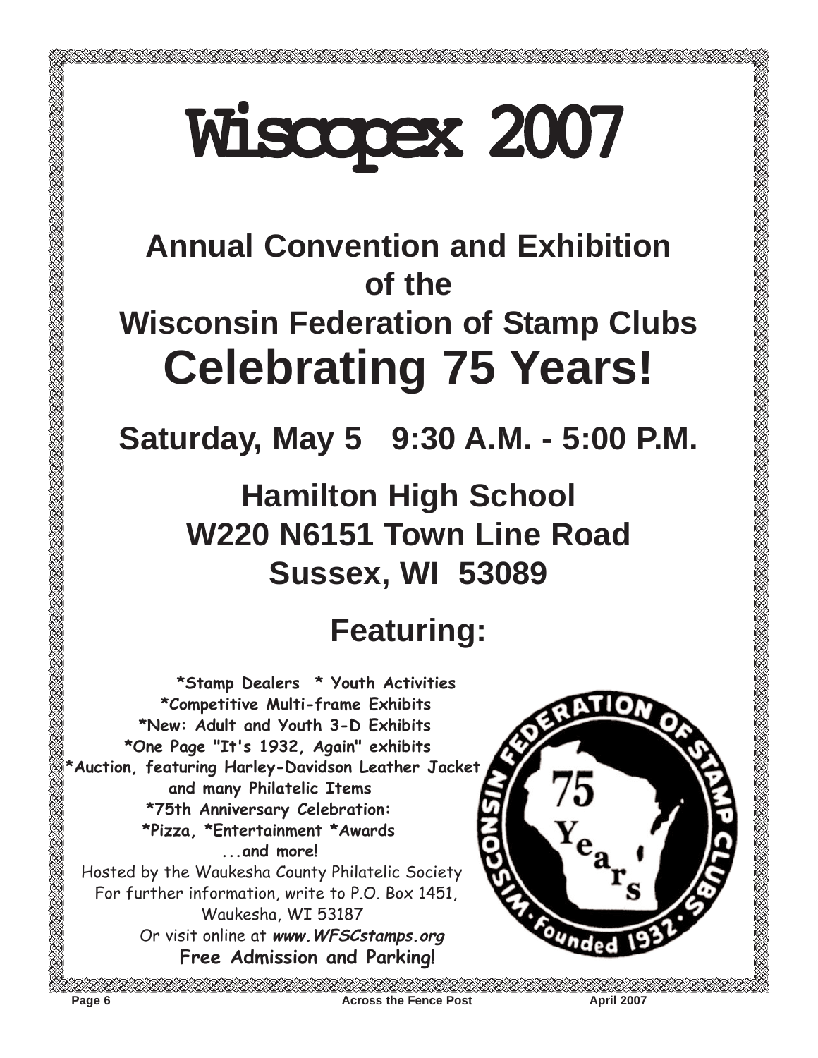# Wiscopex 2007

## Annual Convention and Exhibition of the Wisconsin Federation of Stamp Clubs

# Celebrating 75 Years!

## Saturday, May 5 9:30 A.M. - 5:00 P.M.

## Hamilton High School
## W220 N6151 Town Line Road
## Sussex, WI 53089

## Featuring:

**\*Stamp Dealers \* Youth Activities**
**\*Competitive Multi-frame Exhibits**
**\*New: Adult and Youth 3-D Exhibits**
**\*One Page "It's 1932, Again" exhibits**
**\*Auction, featuring Harley-Davidson Leather Jacket and many Philatelic Items**
**\*75th Anniversary Celebration:**
**\*Pizza, \*Entertainment \*Awards**
**...and more!**

Hosted by the Waukesha County Philatelic Society
For further information, write to P.O. Box 1451, Waukesha, WI 53187
Or visit online at ***www.WFSCstamps.org***

**Free Admission and Parking!**

WISCONSIN FEDERATION OF STAMP CLUBS · 75 Years · Founded 1932